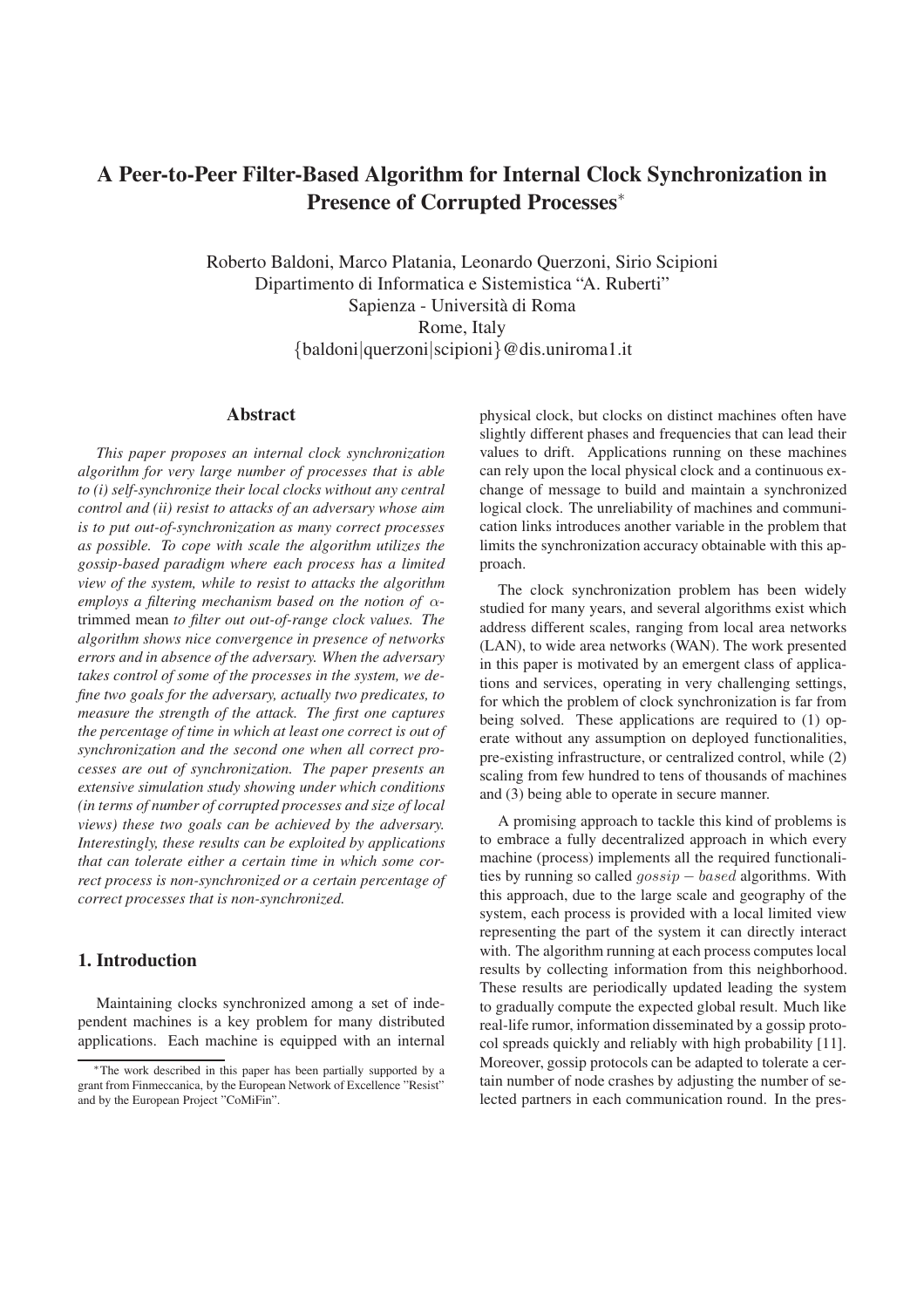# A Peer-to-Peer Filter-Based Algorithm for Internal Clock Synchronization in Presence of Corrupted Processes*

Roberto Baldoni, Marco Platania, Leonardo Querzoni, Sirio Scipioni
Dipartimento di Informatica e Sistemistica "A. Ruberti"
Sapienza - Università di Roma
Rome, Italy
{baldoni|querzoni|scipioni}@dis.uniroma1.it

## Abstract

*This paper proposes an internal clock synchronization algorithm for very large number of processes that is able to (i) self-synchronize their local clocks without any central control and (ii) resist to attacks of an adversary whose aim is to put out-of-synchronization as many correct processes as possible. To cope with scale the algorithm utilizes the gossip-based paradigm where each process has a limited view of the system, while to resist to attacks the algorithm employs a filtering mechanism based on the notion of $\alpha$-*trimmed mean *to filter out out-of-range clock values. The algorithm shows nice convergence in presence of networks errors and in absence of the adversary. When the adversary takes control of some of the processes in the system, we define two goals for the adversary, actually two predicates, to measure the strength of the attack. The first one captures the percentage of time in which at least one correct is out of synchronization and the second one when all correct processes are out of synchronization. The paper presents an extensive simulation study showing under which conditions (in terms of number of corrupted processes and size of local views) these two goals can be achieved by the adversary. Interestingly, these results can be exploited by applications that can tolerate either a certain time in which some correct process is non-synchronized or a certain percentage of correct processes that is non-synchronized.*

## 1. Introduction

Maintaining clocks synchronized among a set of independent machines is a key problem for many distributed applications. Each machine is equipped with an internal physical clock, but clocks on distinct machines often have slightly different phases and frequencies that can lead their values to drift. Applications running on these machines can rely upon the local physical clock and a continuous exchange of message to build and maintain a synchronized logical clock. The unreliability of machines and communication links introduces another variable in the problem that limits the synchronization accuracy obtainable with this approach.

The clock synchronization problem has been widely studied for many years, and several algorithms exist which address different scales, ranging from local area networks (LAN), to wide area networks (WAN). The work presented in this paper is motivated by an emergent class of applications and services, operating in very challenging settings, for which the problem of clock synchronization is far from being solved. These applications are required to (1) operate without any assumption on deployed functionalities, pre-existing infrastructure, or centralized control, while (2) scaling from few hundred to tens of thousands of machines and (3) being able to operate in secure manner.

A promising approach to tackle this kind of problems is to embrace a fully decentralized approach in which every machine (process) implements all the required functionalities by running so called $gossip-based$ algorithms. With this approach, due to the large scale and geography of the system, each process is provided with a local limited view representing the part of the system it can directly interact with. The algorithm running at each process computes local results by collecting information from this neighborhood. These results are periodically updated leading the system to gradually compute the expected global result. Much like real-life rumor, information disseminated by a gossip protocol spreads quickly and reliably with high probability [11]. Moreover, gossip protocols can be adapted to tolerate a certain number of node crashes by adjusting the number of selected partners in each communication round. In the pres-

*The work described in this paper has been partially supported by a grant from Finmeccanica, by the European Network of Excellence "Resist" and by the European Project "CoMiFin".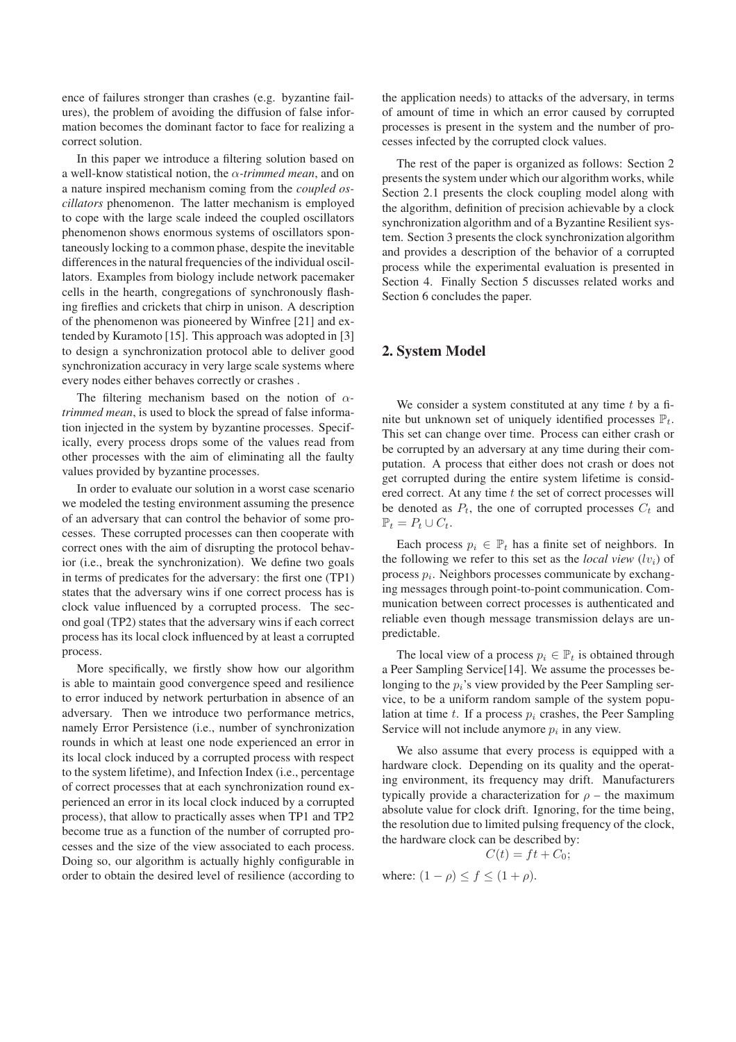ence of failures stronger than crashes (e.g. byzantine failures), the problem of avoiding the diffusion of false information becomes the dominant factor to face for realizing a correct solution.

In this paper we introduce a filtering solution based on a well-know statistical notion, the $\alpha$-*trimmed mean*, and on a nature inspired mechanism coming from the *coupled oscillators* phenomenon. The latter mechanism is employed to cope with the large scale indeed the coupled oscillators phenomenon shows enormous systems of oscillators spontaneously locking to a common phase, despite the inevitable differences in the natural frequencies of the individual oscillators. Examples from biology include network pacemaker cells in the hearth, congregations of synchronously flashing fireflies and crickets that chirp in unison. A description of the phenomenon was pioneered by Winfree [21] and extended by Kuramoto [15]. This approach was adopted in [3] to design a synchronization protocol able to deliver good synchronization accuracy in very large scale systems where every nodes either behaves correctly or crashes .

The filtering mechanism based on the notion of $\alpha$-*trimmed mean*, is used to block the spread of false information injected in the system by byzantine processes. Specifically, every process drops some of the values read from other processes with the aim of eliminating all the faulty values provided by byzantine processes.

In order to evaluate our solution in a worst case scenario we modeled the testing environment assuming the presence of an adversary that can control the behavior of some processes. These corrupted processes can then cooperate with correct ones with the aim of disrupting the protocol behavior (i.e., break the synchronization). We define two goals in terms of predicates for the adversary: the first one (TP1) states that the adversary wins if one correct process has is clock value influenced by a corrupted process. The second goal (TP2) states that the adversary wins if each correct process has its local clock influenced by at least a corrupted process.

More specifically, we firstly show how our algorithm is able to maintain good convergence speed and resilience to error induced by network perturbation in absence of an adversary. Then we introduce two performance metrics, namely Error Persistence (i.e., number of synchronization rounds in which at least one node experienced an error in its local clock induced by a corrupted process with respect to the system lifetime), and Infection Index (i.e., percentage of correct processes that at each synchronization round experienced an error in its local clock induced by a corrupted process), that allow to practically asses when TP1 and TP2 become true as a function of the number of corrupted processes and the size of the view associated to each process. Doing so, our algorithm is actually highly configurable in order to obtain the desired level of resilience (according to the application needs) to attacks of the adversary, in terms of amount of time in which an error caused by corrupted processes is present in the system and the number of processes infected by the corrupted clock values.

The rest of the paper is organized as follows: Section 2 presents the system under which our algorithm works, while Section 2.1 presents the clock coupling model along with the algorithm, definition of precision achievable by a clock synchronization algorithm and of a Byzantine Resilient system. Section 3 presents the clock synchronization algorithm and provides a description of the behavior of a corrupted process while the experimental evaluation is presented in Section 4. Finally Section 5 discusses related works and Section 6 concludes the paper.

## 2. System Model

We consider a system constituted at any time $t$ by a finite but unknown set of uniquely identified processes $\mathbb{P}_t$. This set can change over time. Process can either crash or be corrupted by an adversary at any time during their computation. A process that either does not crash or does not get corrupted during the entire system lifetime is considered correct. At any time $t$ the set of correct processes will be denoted as $P_t$, the one of corrupted processes $C_t$ and $\mathbb{P}_t = P_t \cup C_t$.

Each process $p_i \in \mathbb{P}_t$ has a finite set of neighbors. In the following we refer to this set as the *local view* ($lv_i$) of process $p_i$. Neighbors processes communicate by exchanging messages through point-to-point communication. Communication between correct processes is authenticated and reliable even though message transmission delays are unpredictable.

The local view of a process $p_i \in \mathbb{P}_t$ is obtained through a Peer Sampling Service[14]. We assume the processes belonging to the $p_i$'s view provided by the Peer Sampling service, to be a uniform random sample of the system population at time $t$. If a process $p_i$ crashes, the Peer Sampling Service will not include anymore $p_i$ in any view.

We also assume that every process is equipped with a hardware clock. Depending on its quality and the operating environment, its frequency may drift. Manufacturers typically provide a characterization for $\rho$ – the maximum absolute value for clock drift. Ignoring, for the time being, the resolution due to limited pulsing frequency of the clock, the hardware clock can be described by:

$$C(t) = ft + C_0;$$

where: $(1 - \rho) \leq f \leq (1 + \rho)$.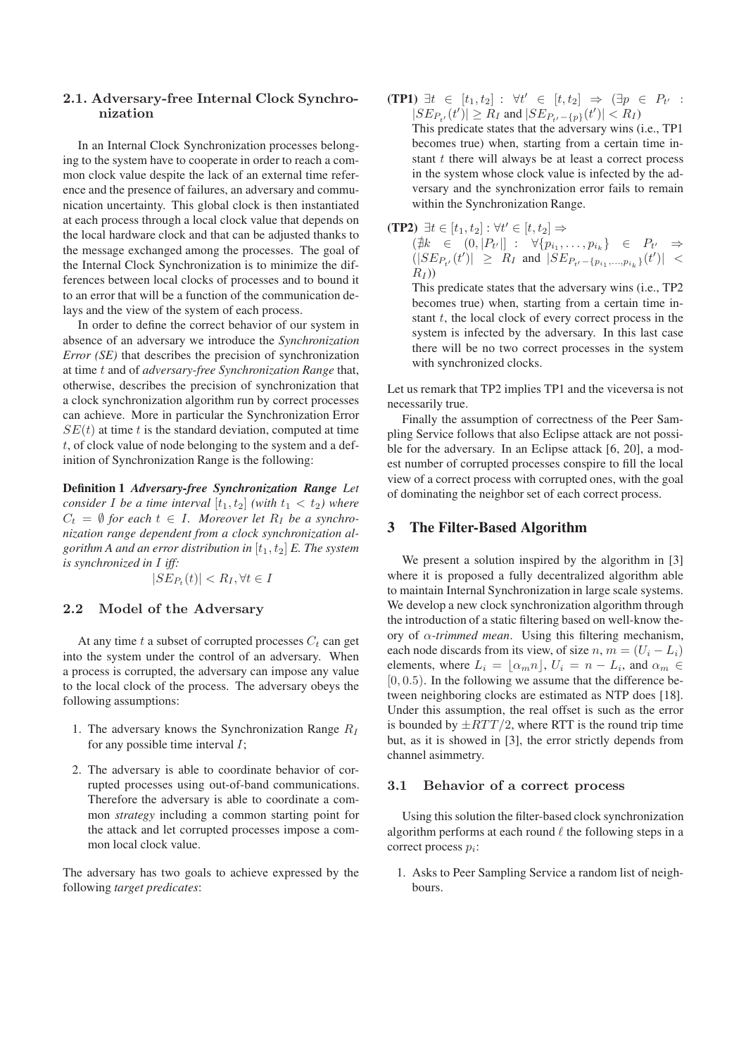### 2.1. Adversary-free Internal Clock Synchronization

In an Internal Clock Synchronization processes belonging to the system have to cooperate in order to reach a common clock value despite the lack of an external time reference and the presence of failures, an adversary and communication uncertainty. This global clock is then instantiated at each process through a local clock value that depends on the local hardware clock and that can be adjusted thanks to the message exchanged among the processes. The goal of the Internal Clock Synchronization is to minimize the differences between local clocks of processes and to bound it to an error that will be a function of the communication delays and the view of the system of each process.

In order to define the correct behavior of our system in absence of an adversary we introduce the *Synchronization Error (SE)* that describes the precision of synchronization at time $t$ and of *adversary-free Synchronization Range* that, otherwise, describes the precision of synchronization that a clock synchronization algorithm run by correct processes can achieve. More in particular the Synchronization Error $SE(t)$ at time $t$ is the standard deviation, computed at time $t$, of clock value of node belonging to the system and a definition of Synchronization Range is the following:

**Definition 1** ***Adversary-free Synchronization Range*** *Let consider $I$ be a time interval $[t_1, t_2]$ (with $t_1 < t_2$) where $C_t = \emptyset$ for each $t \in I$. Moreover let $R_I$ be a synchronization range dependent from a clock synchronization algorithm A and an error distribution in $[t_1, t_2]$ E. The system is synchronized in I iff:*

$$|SE_{P_t}(t)| < R_I, \forall t \in I$$

### 2.2 Model of the Adversary

At any time $t$ a subset of corrupted processes $C_t$ can get into the system under the control of an adversary. When a process is corrupted, the adversary can impose any value to the local clock of the process. The adversary obeys the following assumptions:

1. The adversary knows the Synchronization Range $R_I$ for any possible time interval $I$;
2. The adversary is able to coordinate behavior of corrupted processes using out-of-band communications. Therefore the adversary is able to coordinate a common *strategy* including a common starting point for the attack and let corrupted processes impose a common local clock value.

The adversary has two goals to achieve expressed by the following *target predicates*:

**(TP1)** $\exists t \in [t_1, t_2] : \forall t' \in [t, t_2] \Rightarrow (\exists p \in P_{t'} : |SE_{P_{t'}}(t')| \geq R_I \text{ and } |SE_{P_{t'}-\{p\}}(t')| < R_I)$

This predicate states that the adversary wins (i.e., TP1 becomes true) when, starting from a certain time instant $t$ there will always be at least a correct process in the system whose clock value is infected by the adversary and the synchronization error fails to remain within the Synchronization Range.

**(TP2)** $\exists t \in [t_1, t_2] : \forall t' \in [t, t_2] \Rightarrow (\nexists k \in (0, |P_{t'}|] : \forall \{p_{i_1}, \ldots, p_{i_k}\} \in P_{t'} \Rightarrow (|SE_{P_{t'}}(t')| \geq R_I \text{ and } |SE_{P_{t'}-\{p_{i_1},\ldots,p_{i_k}\}}(t')| < R_I))$

This predicate states that the adversary wins (i.e., TP2 becomes true) when, starting from a certain time instant $t$, the local clock of every correct process in the system is infected by the adversary. In this last case there will be no two correct processes in the system with synchronized clocks.

Let us remark that TP2 implies TP1 and the viceversa is not necessarily true.

Finally the assumption of correctness of the Peer Sampling Service follows that also Eclipse attack are not possible for the adversary. In an Eclipse attack [6, 20], a modest number of corrupted processes conspire to fill the local view of a correct process with corrupted ones, with the goal of dominating the neighbor set of each correct process.

## 3 The Filter-Based Algorithm

We present a solution inspired by the algorithm in [3] where it is proposed a fully decentralized algorithm able to maintain Internal Synchronization in large scale systems. We develop a new clock synchronization algorithm through the introduction of a static filtering based on well-know theory of $\alpha$*-trimmed mean*. Using this filtering mechanism, each node discards from its view, of size $n$, $m = (U_i - L_i)$ elements, where $L_i = \lfloor \alpha_m n \rfloor$, $U_i = n - L_i$, and $\alpha_m \in [0, 0.5)$. In the following we assume that the difference between neighboring clocks are estimated as NTP does [18]. Under this assumption, the real offset is such as the error is bounded by $\pm RTT/2$, where RTT is the round trip time but, as it is showed in [3], the error strictly depends from channel asimmetry.

### 3.1 Behavior of a correct process

Using this solution the filter-based clock synchronization algorithm performs at each round $\ell$ the following steps in a correct process $p_i$:

1. Asks to Peer Sampling Service a random list of neighbours.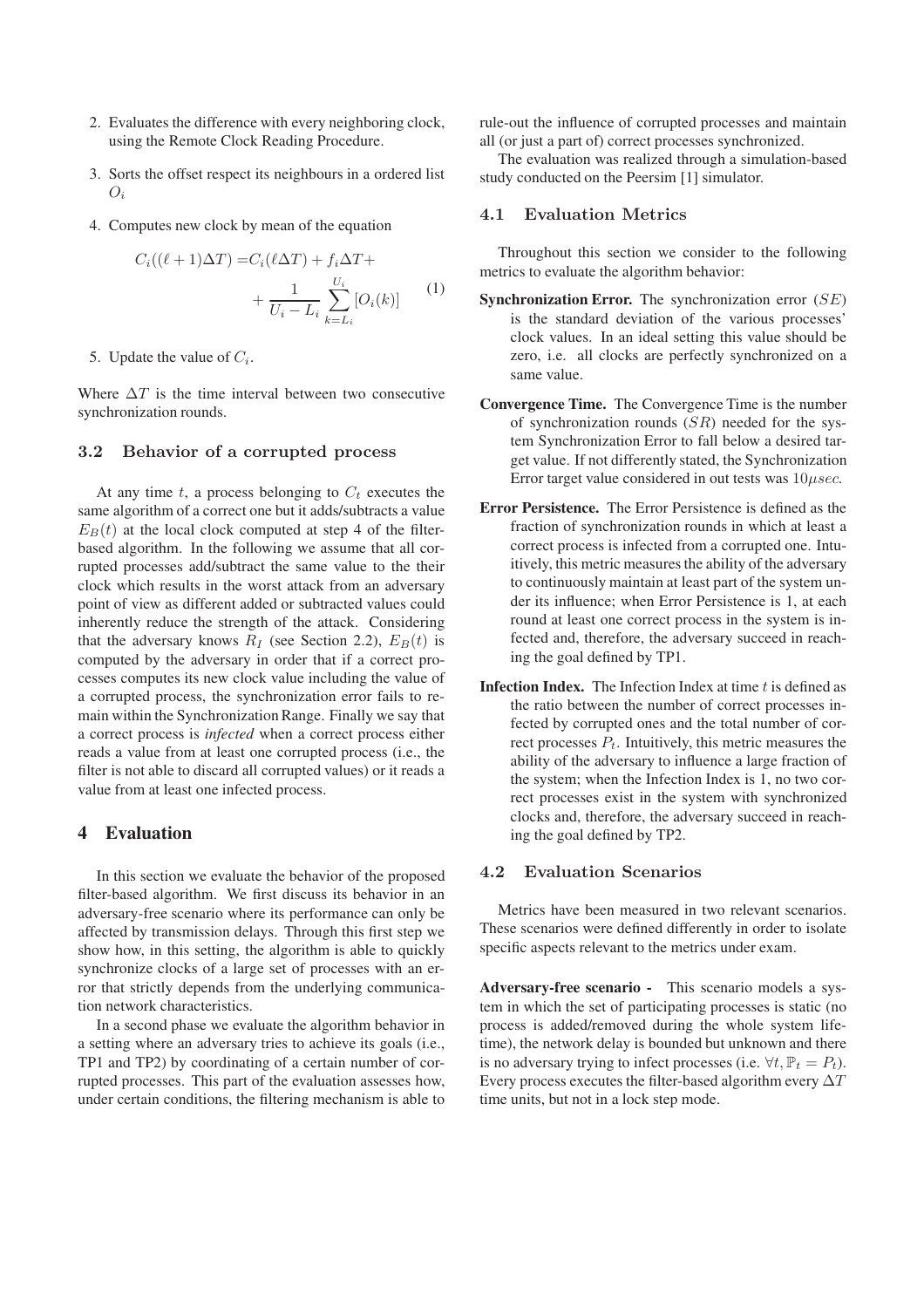2. Evaluates the difference with every neighboring clock, using the Remote Clock Reading Procedure.
3. Sorts the offset respect its neighbours in a ordered list $O_i$
4. Computes new clock by mean of the equation

$$C_i((\ell+1)\Delta T) = C_i(\ell \Delta T) + f_i \Delta T + + \frac{1}{U_i - L_i} \sum_{k=L_i}^{U_i} [O_i(k)] \quad (1)$$

5. Update the value of $C_i$.

Where $\Delta T$ is the time interval between two consecutive synchronization rounds.

### 3.2 Behavior of a corrupted process

At any time $t$, a process belonging to $C_t$ executes the same algorithm of a correct one but it adds/subtracts a value $E_B(t)$ at the local clock computed at step 4 of the filter-based algorithm. In the following we assume that all corrupted processes add/subtract the same value to the their clock which results in the worst attack from an adversary point of view as different added or subtracted values could inherently reduce the strength of the attack. Considering that the adversary knows $R_I$ (see Section 2.2), $E_B(t)$ is computed by the adversary in order that if a correct processes computes its new clock value including the value of a corrupted process, the synchronization error fails to remain within the Synchronization Range. Finally we say that a correct process is *infected* when a correct process either reads a value from at least one corrupted process (i.e., the filter is not able to discard all corrupted values) or it reads a value from at least one infected process.

## 4 Evaluation

In this section we evaluate the behavior of the proposed filter-based algorithm. We first discuss its behavior in an adversary-free scenario where its performance can only be affected by transmission delays. Through this first step we show how, in this setting, the algorithm is able to quickly synchronize clocks of a large set of processes with an error that strictly depends from the underlying communication network characteristics.

In a second phase we evaluate the algorithm behavior in a setting where an adversary tries to achieve its goals (i.e., TP1 and TP2) by coordinating of a certain number of corrupted processes. This part of the evaluation assesses how, under certain conditions, the filtering mechanism is able to rule-out the influence of corrupted processes and maintain all (or just a part of) correct processes synchronized.

The evaluation was realized through a simulation-based study conducted on the Peersim [1] simulator.

### 4.1 Evaluation Metrics

Throughout this section we consider to the following metrics to evaluate the algorithm behavior:

**Synchronization Error.** The synchronization error ($SE$) is the standard deviation of the various processes' clock values. In an ideal setting this value should be zero, i.e. all clocks are perfectly synchronized on a same value.

**Convergence Time.** The Convergence Time is the number of synchronization rounds ($SR$) needed for the system Synchronization Error to fall below a desired target value. If not differently stated, the Synchronization Error target value considered in out tests was $10\mu sec$.

**Error Persistence.** The Error Persistence is defined as the fraction of synchronization rounds in which at least a correct process is infected from a corrupted one. Intuitively, this metric measures the ability of the adversary to continuously maintain at least part of the system under its influence; when Error Persistence is 1, at each round at least one correct process in the system is infected and, therefore, the adversary succeed in reaching the goal defined by TP1.

**Infection Index.** The Infection Index at time $t$ is defined as the ratio between the number of correct processes infected by corrupted ones and the total number of correct processes $P_t$. Intuitively, this metric measures the ability of the adversary to influence a large fraction of the system; when the Infection Index is 1, no two correct processes exist in the system with synchronized clocks and, therefore, the adversary succeed in reaching the goal defined by TP2.

### 4.2 Evaluation Scenarios

Metrics have been measured in two relevant scenarios. These scenarios were defined differently in order to isolate specific aspects relevant to the metrics under exam.

**Adversary-free scenario -** This scenario models a system in which the set of participating processes is static (no process is added/removed during the whole system lifetime), the network delay is bounded but unknown and there is no adversary trying to infect processes (i.e. $\forall t, \mathbb{P}_t = P_t$). Every process executes the filter-based algorithm every $\Delta T$ time units, but not in a lock step mode.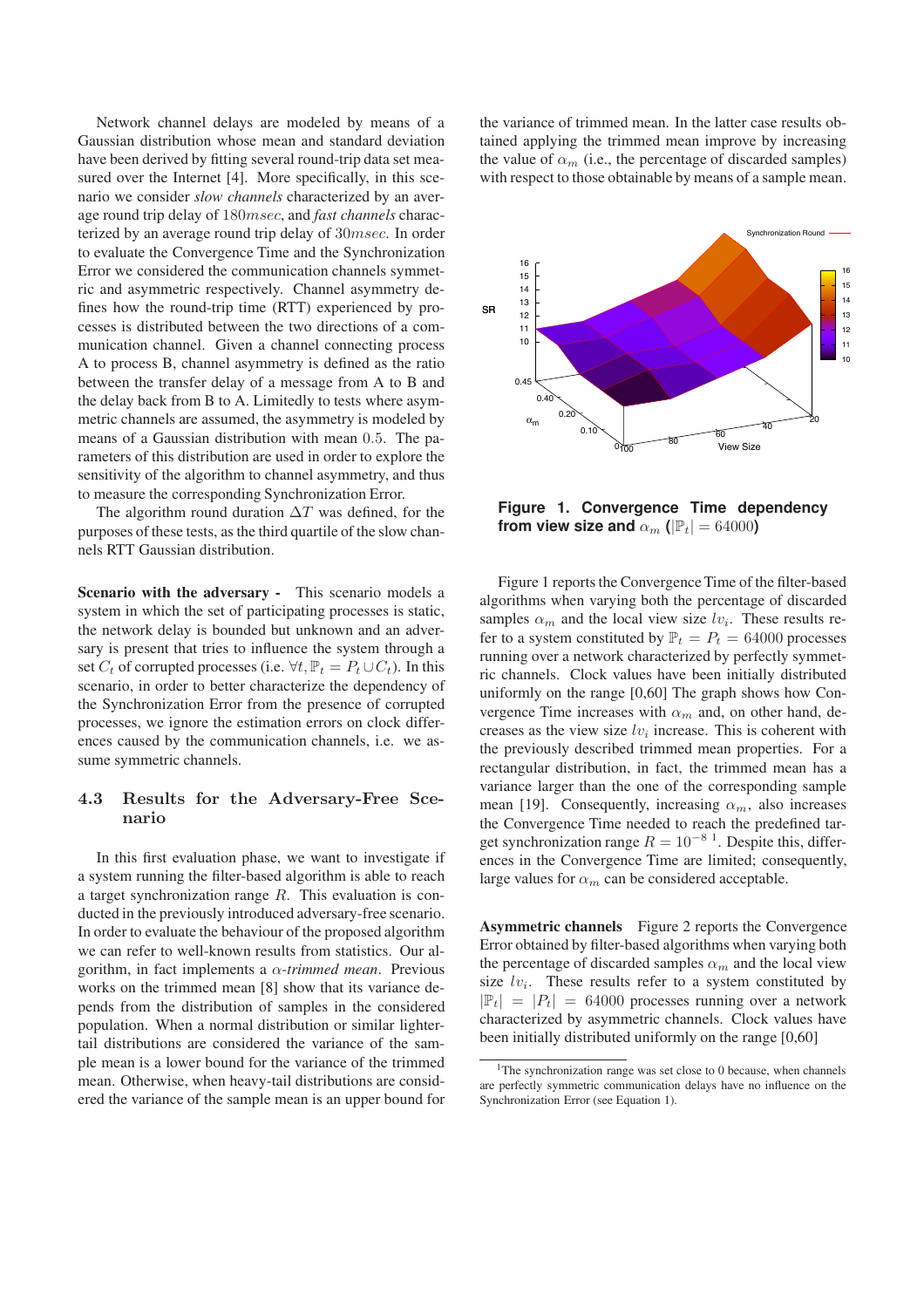Network channel delays are modeled by means of a Gaussian distribution whose mean and standard deviation have been derived by fitting several round-trip data set measured over the Internet [4]. More specifically, in this scenario we consider *slow channels* characterized by an average round trip delay of $180msec$, and *fast channels* characterized by an average round trip delay of $30msec$. In order to evaluate the Convergence Time and the Synchronization Error we considered the communication channels symmetric and asymmetric respectively. Channel asymmetry defines how the round-trip time (RTT) experienced by processes is distributed between the two directions of a communication channel. Given a channel connecting process A to process B, channel asymmetry is defined as the ratio between the transfer delay of a message from A to B and the delay back from B to A. Limitedly to tests where asymmetric channels are assumed, the asymmetry is modeled by means of a Gaussian distribution with mean $0.5$. The parameters of this distribution are used in order to explore the sensitivity of the algorithm to channel asymmetry, and thus to measure the corresponding Synchronization Error.

The algorithm round duration $\Delta T$ was defined, for the purposes of these tests, as the third quartile of the slow channels RTT Gaussian distribution.

**Scenario with the adversary -** This scenario models a system in which the set of participating processes is static, the network delay is bounded but unknown and an adversary is present that tries to influence the system through a set $C_t$ of corrupted processes (i.e. $\forall t, \mathbb{P}_t = P_t \cup C_t$). In this scenario, in order to better characterize the dependency of the Synchronization Error from the presence of corrupted processes, we ignore the estimation errors on clock differences caused by the communication channels, i.e. we assume symmetric channels.

### 4.3 Results for the Adversary-Free Scenario

In this first evaluation phase, we want to investigate if a system running the filter-based algorithm is able to reach a target synchronization range $R$. This evaluation is conducted in the previously introduced adversary-free scenario. In order to evaluate the behaviour of the proposed algorithm we can refer to well-known results from statistics. Our algorithm, in fact implements a $\alpha$-*trimmed mean*. Previous works on the trimmed mean [8] show that its variance depends from the distribution of samples in the considered population. When a normal distribution or similar lighter-tail distributions are considered the variance of the sample mean is a lower bound for the variance of the trimmed mean. Otherwise, when heavy-tail distributions are considered the variance of the sample mean is an upper bound for the variance of trimmed mean. In the latter case results obtained applying the trimmed mean improve by increasing the value of $\alpha_m$ (i.e., the percentage of discarded samples) with respect to those obtainable by means of a sample mean.

Synchronization Round
SR
16 15 14 13 12 11 10
0.45 0.40 0.20 0.10 0
$\alpha_m$
100 80 60 40 20
View Size
16 15 14 13 12 11 10

**Figure 1. Convergence Time dependency from view size and $\alpha_m$ ($|\mathbb{P}_t| = 64000$)**

Figure 1 reports the Convergence Time of the filter-based algorithms when varying both the percentage of discarded samples $\alpha_m$ and the local view size $lv_i$. These results refer to a system constituted by $\mathbb{P}_t = P_t = 64000$ processes running over a network characterized by perfectly symmetric channels. Clock values have been initially distributed uniformly on the range [0,60] The graph shows how Convergence Time increases with $\alpha_m$ and, on other hand, decreases as the view size $lv_i$ increase. This is coherent with the previously described trimmed mean properties. For a rectangular distribution, in fact, the trimmed mean has a variance larger than the one of the corresponding sample mean [19]. Consequently, increasing $\alpha_m$, also increases the Convergence Time needed to reach the predefined target synchronization range $R = 10^{-8}$ [1]. Despite this, differences in the Convergence Time are limited; consequently, large values for $\alpha_m$ can be considered acceptable.

**Asymmetric channels** Figure 2 reports the Convergence Error obtained by filter-based algorithms when varying both the percentage of discarded samples $\alpha_m$ and the local view size $lv_i$. These results refer to a system constituted by $|\mathbb{P}_t| = |P_t| = 64000$ processes running over a network characterized by asymmetric channels. Clock values have been initially distributed uniformly on the range [0,60]

[1] The synchronization range was set close to 0 because, when channels are perfectly symmetric communication delays have no influence on the Synchronization Error (see Equation 1).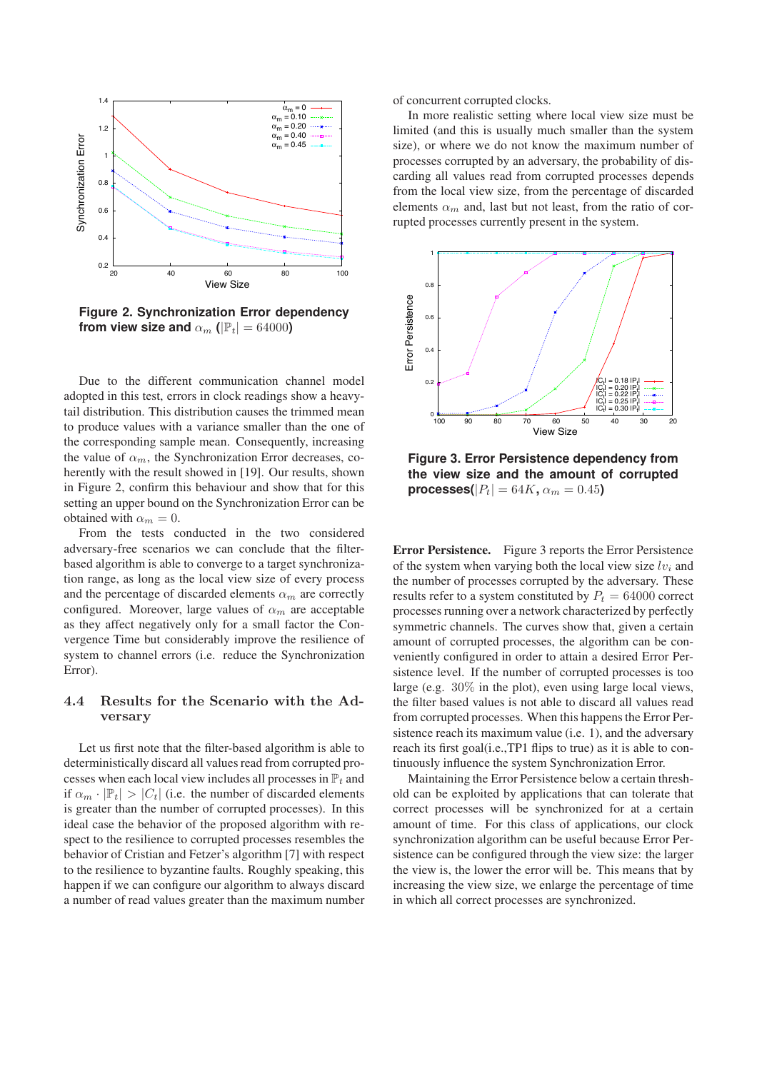**Figure 2. Synchronization Error dependency from view size and $\alpha_m$ ($|\mathbb{P}_t| = 64000$)**

Due to the different communication channel model adopted in this test, errors in clock readings show a heavy-tail distribution. This distribution causes the trimmed mean to produce values with a variance smaller than the one of the corresponding sample mean. Consequently, increasing the value of $\alpha_m$, the Synchronization Error decreases, coherently with the result showed in [19]. Our results, shown in Figure 2, confirm this behaviour and show that for this setting an upper bound on the Synchronization Error can be obtained with $\alpha_m = 0$.

From the tests conducted in the two considered adversary-free scenarios we can conclude that the filter-based algorithm is able to converge to a target synchronization range, as long as the local view size of every process and the percentage of discarded elements $\alpha_m$ are correctly configured. Moreover, large values of $\alpha_m$ are acceptable as they affect negatively only for a small factor the Convergence Time but considerably improve the resilience of system to channel errors (i.e. reduce the Synchronization Error).

## 4.4 Results for the Scenario with the Adversary

Let us first note that the filter-based algorithm is able to deterministically discard all values read from corrupted processes when each local view includes all processes in $\mathbb{P}_t$ and if $\alpha_m \cdot |\mathbb{P}_t| > |C_t|$ (i.e. the number of discarded elements is greater than the number of corrupted processes). In this ideal case the behavior of the proposed algorithm with respect to the resilience to corrupted processes resembles the behavior of Cristian and Fetzer's algorithm [7] with respect to the resilience to byzantine faults. Roughly speaking, this happen if we can configure our algorithm to always discard a number of read values greater than the maximum number of concurrent corrupted clocks.

In more realistic setting where local view size must be limited (and this is usually much smaller than the system size), or where we do not know the maximum number of processes corrupted by an adversary, the probability of discarding all values read from corrupted processes depends from the local view size, from the percentage of discarded elements $\alpha_m$ and, last but not least, from the ratio of corrupted processes currently present in the system.

**Figure 3. Error Persistence dependency from the view size and the amount of corrupted processes($|P_t| = 64K$, $\alpha_m = 0.45$)**

**Error Persistence.** Figure 3 reports the Error Persistence of the system when varying both the local view size $lv_i$ and the number of processes corrupted by the adversary. These results refer to a system constituted by $P_t = 64000$ correct processes running over a network characterized by perfectly symmetric channels. The curves show that, given a certain amount of corrupted processes, the algorithm can be conveniently configured in order to attain a desired Error Persistence level. If the number of corrupted processes is too large (e.g. $30\%$ in the plot), even using large local views, the filter based values is not able to discard all values read from corrupted processes. When this happens the Error Persistence reach its maximum value (i.e. 1), and the adversary reach its first goal(i.e.,TP1 flips to true) as it is able to continuously influence the system Synchronization Error.

Maintaining the Error Persistence below a certain threshold can be exploited by applications that can tolerate that correct processes will be synchronized for at a certain amount of time. For this class of applications, our clock synchronization algorithm can be useful because Error Persistence can be configured through the view size: the larger the view is, the lower the error will be. This means that by increasing the view size, we enlarge the percentage of time in which all correct processes are synchronized.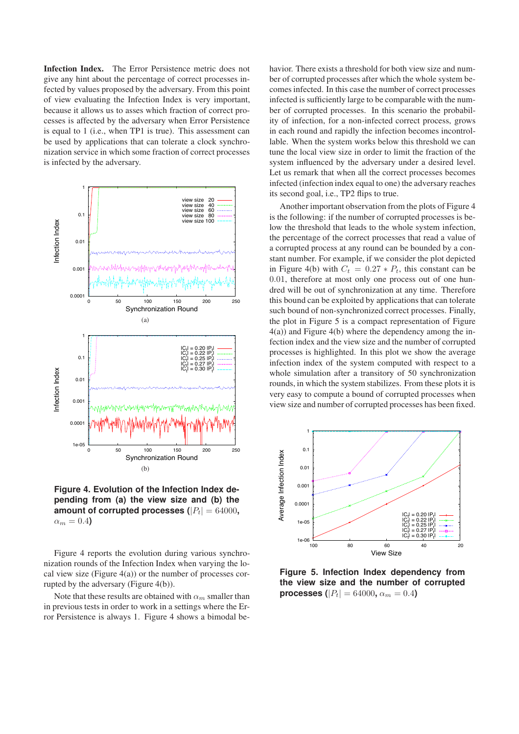**Infection Index.** The Error Persistence metric does not give any hint about the percentage of correct processes infected by values proposed by the adversary. From this point of view evaluating the Infection Index is very important, because it allows us to asses which fraction of correct processes is affected by the adversary when Error Persistence is equal to 1 (i.e., when TP1 is true). This assessment can be used by applications that can tolerate a clock synchronization service in which some fraction of correct processes is infected by the adversary.

Infection Index
Synchronization Round
view size 20
view size 40
view size 60
view size 80
view size 100
1
0.1
0.01
0.001
0.0001
0
50
100
150
200
250

(a)

Infection Index
Synchronization Round
$|C_t| = 0.20\ |P_t|$
$|C_t| = 0.22\ |P_t|$
$|C_t| = 0.25\ |P_t|$
$|C_t| = 0.27\ |P_t|$
$|C_t| = 0.30\ |P_t|$
1
0.1
0.01
0.001
0.0001
1e-05
0
50
100
150
200
250

(b)

**Figure 4. Evolution of the Infection Index depending from (a) the view size and (b) the amount of corrupted processes (**$|P_t| = 64000$**,** $\alpha_m = 0.4$**)**

Figure 4 reports the evolution during various synchronization rounds of the Infection Index when varying the local view size (Figure 4(a)) or the number of processes corrupted by the adversary (Figure 4(b)).

Note that these results are obtained with $\alpha_m$ smaller than in previous tests in order to work in a settings where the Error Persistence is always 1. Figure 4 shows a bimodal behavior. There exists a threshold for both view size and number of corrupted processes after which the whole system becomes infected. In this case the number of correct processes infected is sufficiently large to be comparable with the number of corrupted processes. In this scenario the probability of infection, for a non-infected correct process, grows in each round and rapidly the infection becomes incontrollable. When the system works below this threshold we can tune the local view size in order to limit the fraction of the system influenced by the adversary under a desired level. Let us remark that when all the correct processes becomes infected (infection index equal to one) the adversary reaches its second goal, i.e., TP2 flips to true.

Another important observation from the plots of Figure 4 is the following: if the number of corrupted processes is below the threshold that leads to the whole system infection, the percentage of the correct processes that read a value of a corrupted process at any round can be bounded by a constant number. For example, if we consider the plot depicted in Figure 4(b) with $C_t = 0.27 * P_t$, this constant can be $0.01$, therefore at most only one process out of one hundred will be out of synchronization at any time. Therefore this bound can be exploited by applications that can tolerate such bound of non-synchronized correct processes. Finally, the plot in Figure 5 is a compact representation of Figure 4(a)) and Figure 4(b) where the dependency among the infection index and the view size and the number of corrupted processes is highlighted. In this plot we show the average infection index of the system computed with respect to a whole simulation after a transitory of 50 synchronization rounds, in which the system stabilizes. From these plots it is very easy to compute a bound of corrupted processes when view size and number of corrupted processes has been fixed.

Average Infection Index
View Size
$|C_t| = 0.20\ |P_t|$
$|C_t| = 0.22\ |P_t|$
$|C_t| = 0.25\ |P_t|$
$|C_t| = 0.27\ |P_t|$
$|C_t| = 0.30\ |P_t|$
1
0.1
0.01
0.001
0.0001
1e-05
1e-06
100
80
60
40
20

**Figure 5. Infection Index dependency from the view size and the number of corrupted processes (**$|P_t| = 64000$**,** $\alpha_m = 0.4$**)**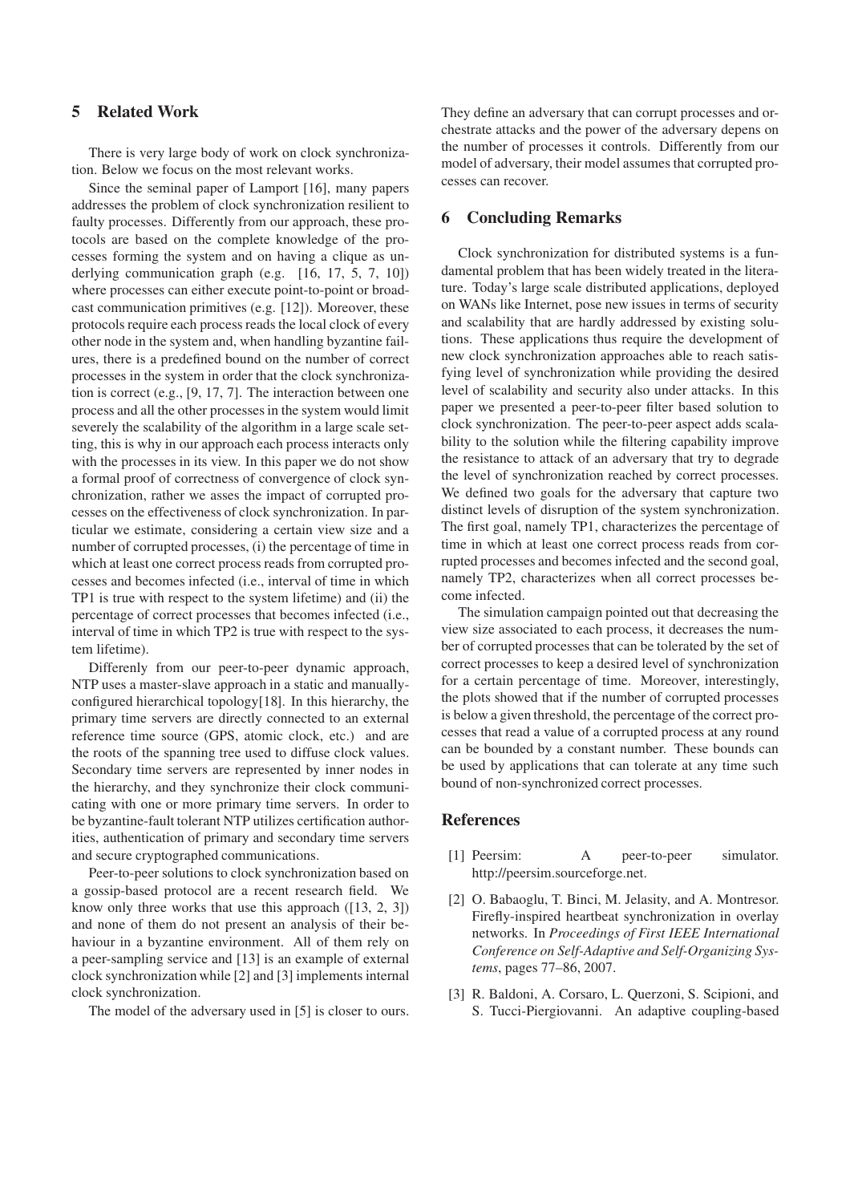## 5 Related Work

There is very large body of work on clock synchronization. Below we focus on the most relevant works.

Since the seminal paper of Lamport [16], many papers addresses the problem of clock synchronization resilient to faulty processes. Differently from our approach, these protocols are based on the complete knowledge of the processes forming the system and on having a clique as underlying communication graph (e.g. [16, 17, 5, 7, 10]) where processes can either execute point-to-point or broadcast communication primitives (e.g. [12]). Moreover, these protocols require each process reads the local clock of every other node in the system and, when handling byzantine failures, there is a predefined bound on the number of correct processes in the system in order that the clock synchronization is correct (e.g., [9, 17, 7]. The interaction between one process and all the other processes in the system would limit severely the scalability of the algorithm in a large scale setting, this is why in our approach each process interacts only with the processes in its view. In this paper we do not show a formal proof of correctness of convergence of clock synchronization, rather we asses the impact of corrupted processes on the effectiveness of clock synchronization. In particular we estimate, considering a certain view size and a number of corrupted processes, (i) the percentage of time in which at least one correct process reads from corrupted processes and becomes infected (i.e., interval of time in which TP1 is true with respect to the system lifetime) and (ii) the percentage of correct processes that becomes infected (i.e., interval of time in which TP2 is true with respect to the system lifetime).

Differenly from our peer-to-peer dynamic approach, NTP uses a master-slave approach in a static and manually-configured hierarchical topology[18]. In this hierarchy, the primary time servers are directly connected to an external reference time source (GPS, atomic clock, etc.) and are the roots of the spanning tree used to diffuse clock values. Secondary time servers are represented by inner nodes in the hierarchy, and they synchronize their clock communicating with one or more primary time servers. In order to be byzantine-fault tolerant NTP utilizes certification authorities, authentication of primary and secondary time servers and secure cryptographed communications.

Peer-to-peer solutions to clock synchronization based on a gossip-based protocol are a recent research field. We know only three works that use this approach ([13, 2, 3]) and none of them do not present an analysis of their behaviour in a byzantine environment. All of them rely on a peer-sampling service and [13] is an example of external clock synchronization while [2] and [3] implements internal clock synchronization.

The model of the adversary used in [5] is closer to ours. They define an adversary that can corrupt processes and orchestrate attacks and the power of the adversary depens on the number of processes it controls. Differently from our model of adversary, their model assumes that corrupted processes can recover.

## 6 Concluding Remarks

Clock synchronization for distributed systems is a fundamental problem that has been widely treated in the literature. Today's large scale distributed applications, deployed on WANs like Internet, pose new issues in terms of security and scalability that are hardly addressed by existing solutions. These applications thus require the development of new clock synchronization approaches able to reach satisfying level of synchronization while providing the desired level of scalability and security also under attacks. In this paper we presented a peer-to-peer filter based solution to clock synchronization. The peer-to-peer aspect adds scalability to the solution while the filtering capability improve the resistance to attack of an adversary that try to degrade the level of synchronization reached by correct processes. We defined two goals for the adversary that capture two distinct levels of disruption of the system synchronization. The first goal, namely TP1, characterizes the percentage of time in which at least one correct process reads from corrupted processes and becomes infected and the second goal, namely TP2, characterizes when all correct processes become infected.

The simulation campaign pointed out that decreasing the view size associated to each process, it decreases the number of corrupted processes that can be tolerated by the set of correct processes to keep a desired level of synchronization for a certain percentage of time. Moreover, interestingly, the plots showed that if the number of corrupted processes is below a given threshold, the percentage of the correct processes that read a value of a corrupted process at any round can be bounded by a constant number. These bounds can be used by applications that can tolerate at any time such bound of non-synchronized correct processes.

## References

[1] Peersim: A peer-to-peer simulator. http://peersim.sourceforge.net.

[2] O. Babaoglu, T. Binci, M. Jelasity, and A. Montresor. Firefly-inspired heartbeat synchronization in overlay networks. In *Proceedings of First IEEE International Conference on Self-Adaptive and Self-Organizing Systems*, pages 77–86, 2007.

[3] R. Baldoni, A. Corsaro, L. Querzoni, S. Scipioni, and S. Tucci-Piergiovanni. An adaptive coupling-based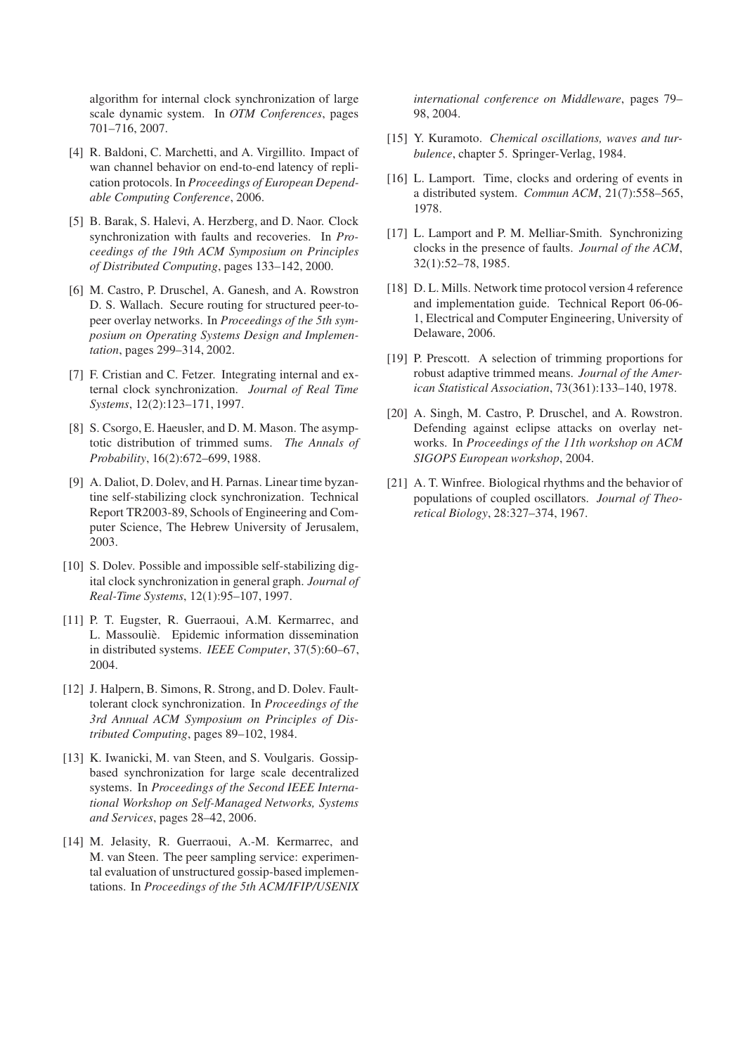algorithm for internal clock synchronization of large scale dynamic system. In *OTM Conferences*, pages 701–716, 2007.

[4] R. Baldoni, C. Marchetti, and A. Virgillito. Impact of wan channel behavior on end-to-end latency of replication protocols. In *Proceedings of European Dependable Computing Conference*, 2006.

[5] B. Barak, S. Halevi, A. Herzberg, and D. Naor. Clock synchronization with faults and recoveries. In *Proceedings of the 19th ACM Symposium on Principles of Distributed Computing*, pages 133–142, 2000.

[6] M. Castro, P. Druschel, A. Ganesh, and A. Rowstron D. S. Wallach. Secure routing for structured peer-topeer overlay networks. In *Proceedings of the 5th symposium on Operating Systems Design and Implementation*, pages 299–314, 2002.

[7] F. Cristian and C. Fetzer. Integrating internal and external clock synchronization. *Journal of Real Time Systems*, 12(2):123–171, 1997.

[8] S. Csorgo, E. Haeusler, and D. M. Mason. The asymptotic distribution of trimmed sums. *The Annals of Probability*, 16(2):672–699, 1988.

[9] A. Daliot, D. Dolev, and H. Parnas. Linear time byzantine self-stabilizing clock synchronization. Technical Report TR2003-89, Schools of Engineering and Computer Science, The Hebrew University of Jerusalem, 2003.

[10] S. Dolev. Possible and impossible self-stabilizing digital clock synchronization in general graph. *Journal of Real-Time Systems*, 12(1):95–107, 1997.

[11] P. T. Eugster, R. Guerraoui, A.M. Kermarrec, and L. Massouliè. Epidemic information dissemination in distributed systems. *IEEE Computer*, 37(5):60–67, 2004.

[12] J. Halpern, B. Simons, R. Strong, and D. Dolev. Fault-tolerant clock synchronization. In *Proceedings of the 3rd Annual ACM Symposium on Principles of Distributed Computing*, pages 89–102, 1984.

[13] K. Iwanicki, M. van Steen, and S. Voulgaris. Gossip-based synchronization for large scale decentralized systems. In *Proceedings of the Second IEEE International Workshop on Self-Managed Networks, Systems and Services*, pages 28–42, 2006.

[14] M. Jelasity, R. Guerraoui, A.-M. Kermarrec, and M. van Steen. The peer sampling service: experimental evaluation of unstructured gossip-based implementations. In *Proceedings of the 5th ACM/IFIP/USENIX international conference on Middleware*, pages 79–98, 2004.

[15] Y. Kuramoto. *Chemical oscillations, waves and turbulence*, chapter 5. Springer-Verlag, 1984.

[16] L. Lamport. Time, clocks and ordering of events in a distributed system. *Commun ACM*, 21(7):558–565, 1978.

[17] L. Lamport and P. M. Melliar-Smith. Synchronizing clocks in the presence of faults. *Journal of the ACM*, 32(1):52–78, 1985.

[18] D. L. Mills. Network time protocol version 4 reference and implementation guide. Technical Report 06-06-1, Electrical and Computer Engineering, University of Delaware, 2006.

[19] P. Prescott. A selection of trimming proportions for robust adaptive trimmed means. *Journal of the American Statistical Association*, 73(361):133–140, 1978.

[20] A. Singh, M. Castro, P. Druschel, and A. Rowstron. Defending against eclipse attacks on overlay networks. In *Proceedings of the 11th workshop on ACM SIGOPS European workshop*, 2004.

[21] A. T. Winfree. Biological rhythms and the behavior of populations of coupled oscillators. *Journal of Theoretical Biology*, 28:327–374, 1967.